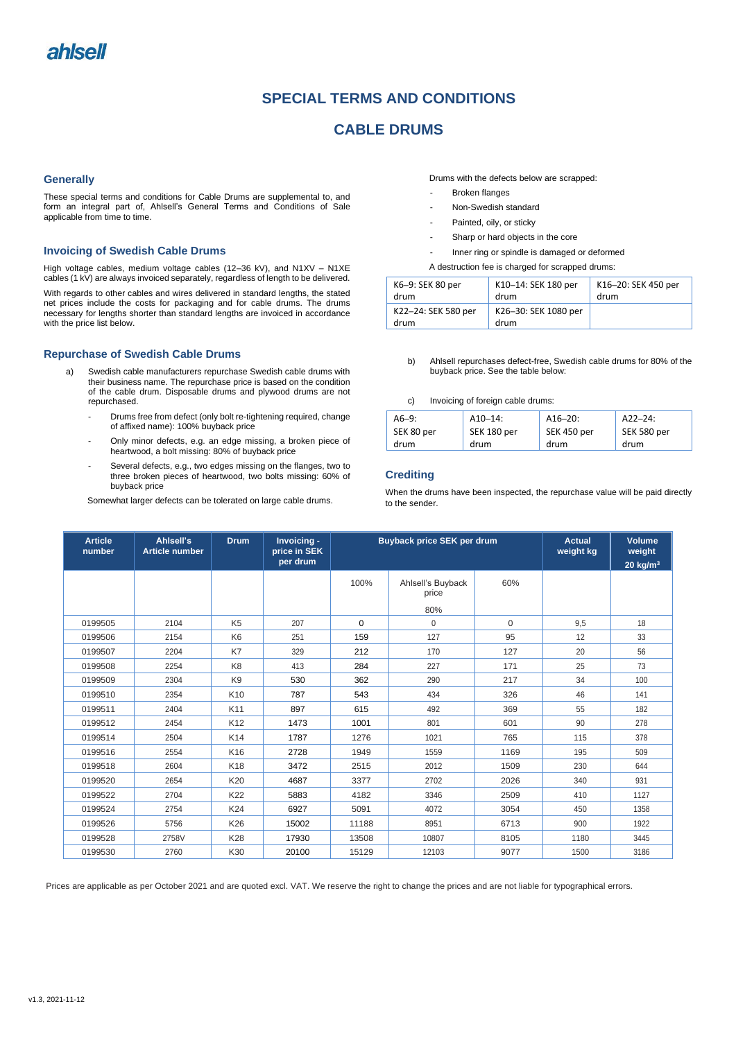ahlsell

# SPECIAL TERMS AND CONDITIONS

# CABLE DRUMS

## Generally

These special terms and conditions for Cable Drums are supplemental to, and form an integral part of, Ahlsell's General Terms and Conditions of Sale applicable from time to time.

## Invoicing of Swedish Cable Drums

High voltage cables, medium voltage cables (12–36 kV), and N1XV – N1XE cables (1 kV) are always invoiced separately, regardless of length to be delivered.

With regards to other cables and wires delivered in standard lengths, the stated net prices include the costs for packaging and for cable drums. The drums necessary for lengths shorter than standard lengths are invoiced in accordance with the price list below.

## Repurchase of Swedish Cable Drums

a) Swedish cable manufacturers repurchase Swedish cable drums with their business name. The repurchase price is based on the condition of the cable drum. Disposable drums and plywood drums are not repurchased.

- Drums free from defect (only bolt re-tightening required, change of affixed name): 100% buyback price
- Only minor defects, e.g. an edge missing, a broken piece of heartwood, a bolt missing: 80% of buyback price
- Several defects, e.g., two edges missing on the flanges, two to three broken pieces of heartwood, two bolts missing: 60% of buyback price

Somewhat larger defects can be tolerated on large cable drums.

Drums with the defects below are scrapped:

- Broken flanges
- Non-Swedish standard
- Painted, oily, or sticky
- Sharp or hard objects in the core
- Inner ring or spindle is damaged or deformed

A destruction fee is charged for scrapped drums:

| K6–9: SEK 80 per drum | K10–14: SEK 180 per drum | K16–20: SEK 450 per drum |
|---|---|---|
| K22–24: SEK 580 per drum | K26–30: SEK 1080 per drum | |

b) Ahlsell repurchases defect-free, Swedish cable drums for 80% of the buyback price. See the table below:

c) Invoicing of foreign cable drums:

| A6–9: SEK 80 per drum | A10–14: SEK 180 per drum | A16–20: SEK 450 per drum | A22–24: SEK 580 per drum |
|---|---|---|---|

## Crediting

When the drums have been inspected, the repurchase value will be paid directly to the sender.

| Article number | Ahlsell's Article number | Drum | Invoicing - price in SEK per drum | Buyback price SEK per drum | | | Actual weight kg | Volume weight 20 kg/m³ |
|---|---|---|---|---|---|---|---|---|
| | | | | 100% | Ahlsell's Buyback price 80% | 60% | | |
| 0199505 | 2104 | K5 | 207 | 0 | 0 | 0 | 9,5 | 18 |
| 0199506 | 2154 | K6 | 251 | 159 | 127 | 95 | 12 | 33 |
| 0199507 | 2204 | K7 | 329 | 212 | 170 | 127 | 20 | 56 |
| 0199508 | 2254 | K8 | 413 | 284 | 227 | 171 | 25 | 73 |
| 0199509 | 2304 | K9 | 530 | 362 | 290 | 217 | 34 | 100 |
| 0199510 | 2354 | K10 | 787 | 543 | 434 | 326 | 46 | 141 |
| 0199511 | 2404 | K11 | 897 | 615 | 492 | 369 | 55 | 182 |
| 0199512 | 2454 | K12 | 1473 | 1001 | 801 | 601 | 90 | 278 |
| 0199514 | 2504 | K14 | 1787 | 1276 | 1021 | 765 | 115 | 378 |
| 0199516 | 2554 | K16 | 2728 | 1949 | 1559 | 1169 | 195 | 509 |
| 0199518 | 2604 | K18 | 3472 | 2515 | 2012 | 1509 | 230 | 644 |
| 0199520 | 2654 | K20 | 4687 | 3377 | 2702 | 2026 | 340 | 931 |
| 0199522 | 2704 | K22 | 5883 | 4182 | 3346 | 2509 | 410 | 1127 |
| 0199524 | 2754 | K24 | 6927 | 5091 | 4072 | 3054 | 450 | 1358 |
| 0199526 | 5756 | K26 | 15002 | 11188 | 8951 | 6713 | 900 | 1922 |
| 0199528 | 2758V | K28 | 17930 | 13508 | 10807 | 8105 | 1180 | 3445 |
| 0199530 | 2760 | K30 | 20100 | 15129 | 12103 | 9077 | 1500 | 3186 |

Prices are applicable as per October 2021 and are quoted excl. VAT. We reserve the right to change the prices and are not liable for typographical errors.

v1.3, 2021-11-12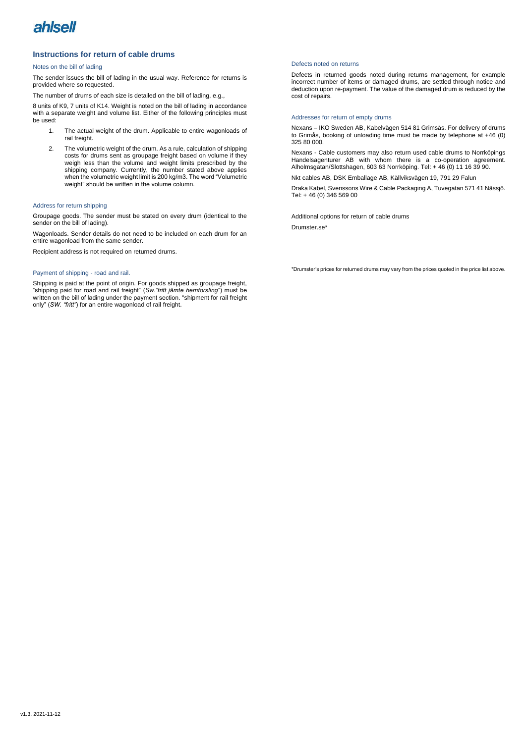ahlsell

## Instructions for return of cable drums

### Notes on the bill of lading

The sender issues the bill of lading in the usual way. Reference for returns is provided where so requested.

The number of drums of each size is detailed on the bill of lading, e.g.,

8 units of K9, 7 units of K14. Weight is noted on the bill of lading in accordance with a separate weight and volume list. Either of the following principles must be used:

1. The actual weight of the drum. Applicable to entire wagonloads of rail freight.
2. The volumetric weight of the drum. As a rule, calculation of shipping costs for drums sent as groupage freight based on volume if they weigh less than the volume and weight limits prescribed by the shipping company. Currently, the number stated above applies when the volumetric weight limit is 200 kg/m3. The word "Volumetric weight" should be written in the volume column.

### Address for return shipping

Groupage goods. The sender must be stated on every drum (identical to the sender on the bill of lading).

Wagonloads. Sender details do not need to be included on each drum for an entire wagonload from the same sender.

Recipient address is not required on returned drums.

### Payment of shipping - road and rail.

Shipping is paid at the point of origin. For goods shipped as groupage freight, "shipping paid for road and rail freight" (*Sw."fritt jämte hemforsling*") must be written on the bill of lading under the payment section. "shipment for rail freight only" (*SW. "fritt"*) for an entire wagonload of rail freight.

### Defects noted on returns

Defects in returned goods noted during returns management, for example incorrect number of items or damaged drums, are settled through notice and deduction upon re-payment. The value of the damaged drum is reduced by the cost of repairs.

### Addresses for return of empty drums

Nexans – IKO Sweden AB, Kabelvägen 514 81 Grimsås. For delivery of drums to Grimås, booking of unloading time must be made by telephone at +46 (0) 325 80 000.

Nexans - Cable customers may also return used cable drums to Norrköpings Handelsagenturer AB with whom there is a co-operation agreement. Alholmsgatan/Slottshagen, 603 63 Norrköping. Tel: + 46 (0) 11 16 39 90.

Nkt cables AB, DSK Emballage AB, Källviksvägen 19, 791 29 Falun

Draka Kabel, Svenssons Wire & Cable Packaging A, Tuvegatan 571 41 Nässjö. Tel: + 46 (0) 346 569 00

Additional options for return of cable drums

Drumster.se*

*Drumster's prices for returned drums may vary from the prices quoted in the price list above.

v1.3, 2021-11-12